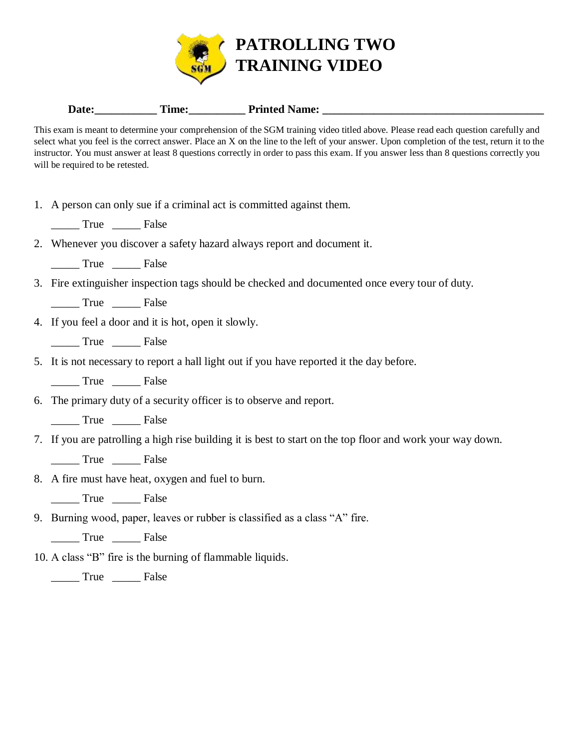# PATROLLING TWO TRAINING VIDEO

**Date:___________ Time:__________ Printed Name: ________________________________________**

This exam is meant to determine your comprehension of the SGM training video titled above. Please read each question carefully and select what you feel is the correct answer. Place an X on the line to the left of your answer. Upon completion of the test, return it to the instructor. You must answer at least 8 questions correctly in order to pass this exam. If you answer less than 8 questions correctly you will be required to be retested.

1. A person can only sue if a criminal act is committed against them.

   _____ True _____ False

2. Whenever you discover a safety hazard always report and document it.

   _____ True _____ False

3. Fire extinguisher inspection tags should be checked and documented once every tour of duty.

   _____ True _____ False

4. If you feel a door and it is hot, open it slowly.

   _____ True _____ False

5. It is not necessary to report a hall light out if you have reported it the day before.

   _____ True _____ False

6. The primary duty of a security officer is to observe and report.

   _____ True _____ False

7. If you are patrolling a high rise building it is best to start on the top floor and work your way down.

   _____ True _____ False

8. A fire must have heat, oxygen and fuel to burn.

   _____ True _____ False

9. Burning wood, paper, leaves or rubber is classified as a class "A" fire.

   _____ True _____ False

10. A class "B" fire is the burning of flammable liquids.

    _____ True _____ False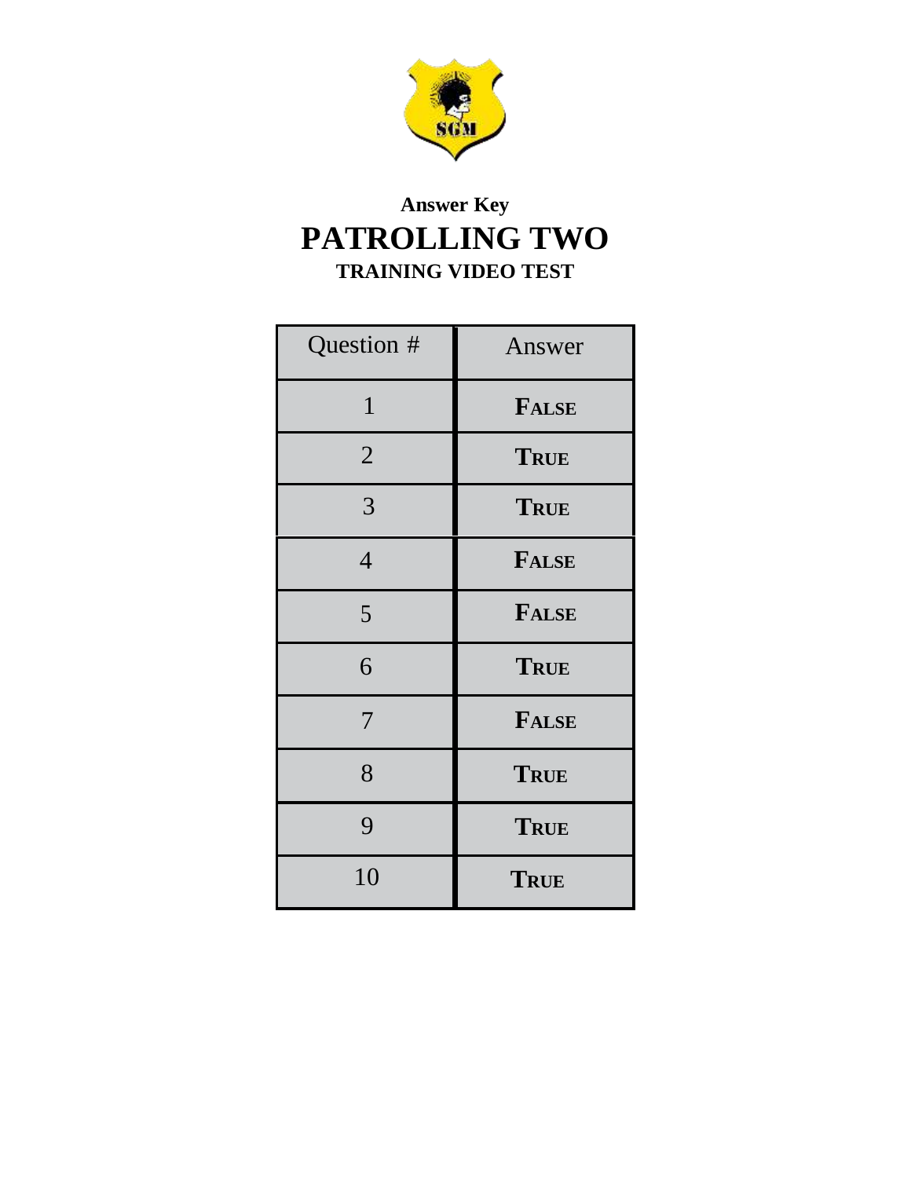**Answer Key**

# PATROLLING TWO

**TRAINING VIDEO TEST**

| Question # | Answer |
|---|---|
| 1 | **FALSE** |
| 2 | **TRUE** |
| 3 | **TRUE** |
| 4 | **FALSE** |
| 5 | **FALSE** |
| 6 | **TRUE** |
| 7 | **FALSE** |
| 8 | **TRUE** |
| 9 | **TRUE** |
| 10 | **TRUE** |